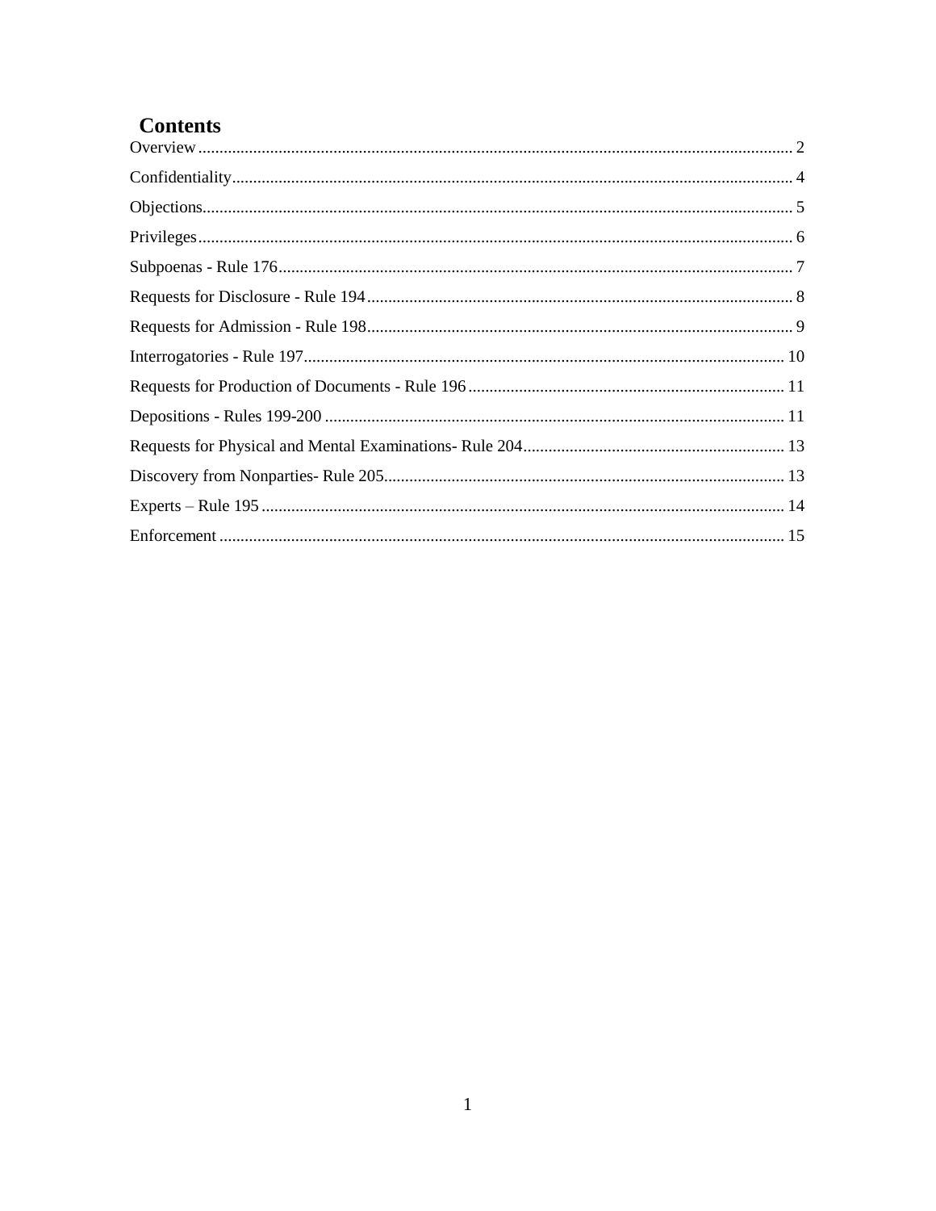# Contents

Overview ........................................................................................................................................ 2

Confidentiality ................................................................................................................................ 4

Objections ...................................................................................................................................... 5

Privileges ........................................................................................................................................ 6

Subpoenas - Rule 176 ..................................................................................................................... 7

Requests for Disclosure - Rule 194 ................................................................................................ 8

Requests for Admission - Rule 198 ................................................................................................ 9

Interrogatories - Rule 197 ............................................................................................................. 10

Requests for Production of Documents - Rule 196 ...................................................................... 11

Depositions - Rules 199-200 ........................................................................................................ 11

Requests for Physical and Mental Examinations- Rule 204 ......................................................... 13

Discovery from Nonparties- Rule 205 .......................................................................................... 13

Experts – Rule 195 ....................................................................................................................... 14

Enforcement ................................................................................................................................. 15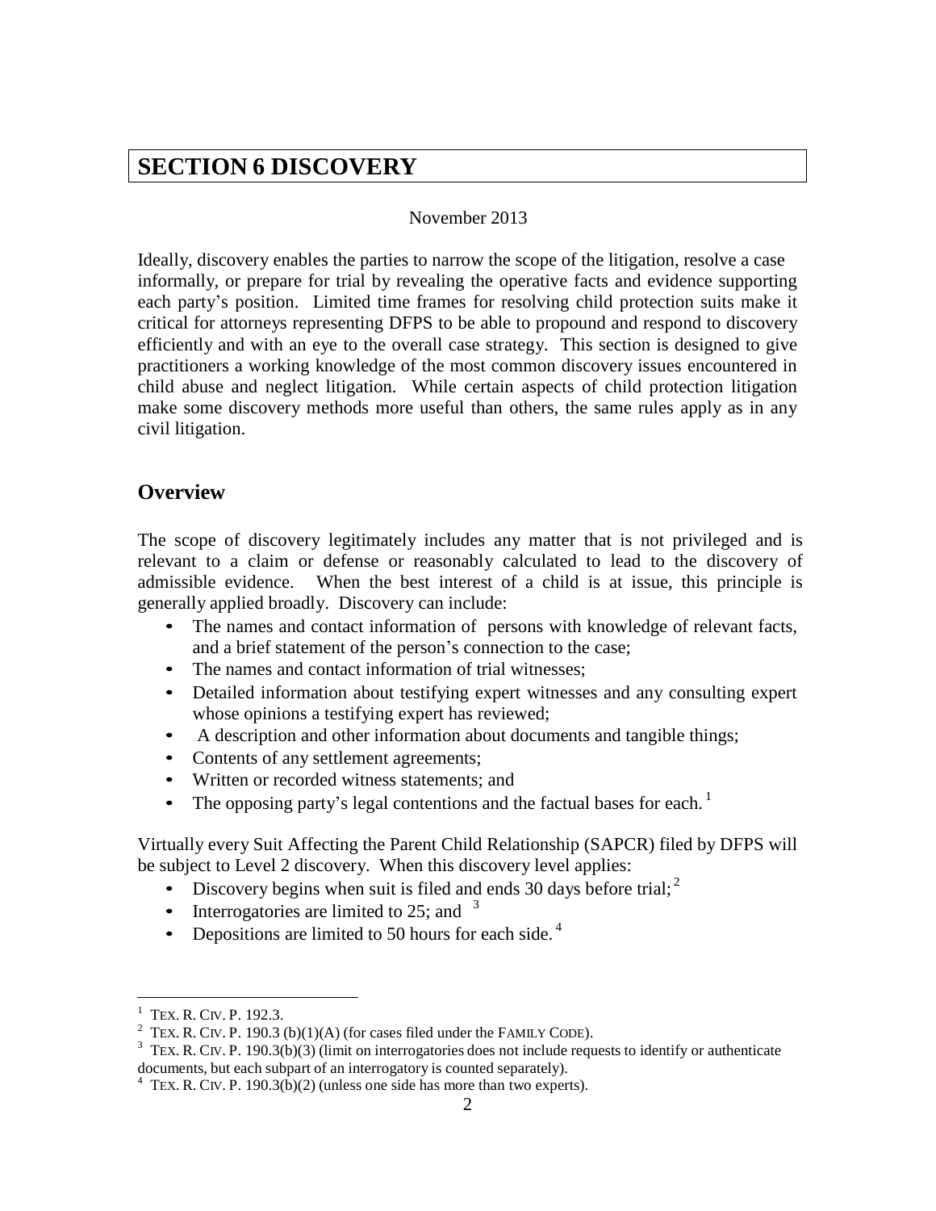# SECTION 6 DISCOVERY

November 2013

Ideally, discovery enables the parties to narrow the scope of the litigation, resolve a case informally, or prepare for trial by revealing the operative facts and evidence supporting each party's position. Limited time frames for resolving child protection suits make it critical for attorneys representing DFPS to be able to propound and respond to discovery efficiently and with an eye to the overall case strategy. This section is designed to give practitioners a working knowledge of the most common discovery issues encountered in child abuse and neglect litigation. While certain aspects of child protection litigation make some discovery methods more useful than others, the same rules apply as in any civil litigation.

## Overview

The scope of discovery legitimately includes any matter that is not privileged and is relevant to a claim or defense or reasonably calculated to lead to the discovery of admissible evidence. When the best interest of a child is at issue, this principle is generally applied broadly. Discovery can include:

- The names and contact information of persons with knowledge of relevant facts, and a brief statement of the person's connection to the case;
- The names and contact information of trial witnesses;
- Detailed information about testifying expert witnesses and any consulting expert whose opinions a testifying expert has reviewed;
- A description and other information about documents and tangible things;
- Contents of any settlement agreements;
- Written or recorded witness statements; and
- The opposing party's legal contentions and the factual bases for each. [1]

Virtually every Suit Affecting the Parent Child Relationship (SAPCR) filed by DFPS will be subject to Level 2 discovery. When this discovery level applies:

- Discovery begins when suit is filed and ends 30 days before trial; [2]
- Interrogatories are limited to 25; and [3]
- Depositions are limited to 50 hours for each side. [4]

---

[1] TEX. R. CIV. P. 192.3.

[2] TEX. R. CIV. P. 190.3 (b)(1)(A) (for cases filed under the FAMILY CODE).

[3] TEX. R. CIV. P. 190.3(b)(3) (limit on interrogatories does not include requests to identify or authenticate documents, but each subpart of an interrogatory is counted separately).

[4] TEX. R. CIV. P. 190.3(b)(2) (unless one side has more than two experts).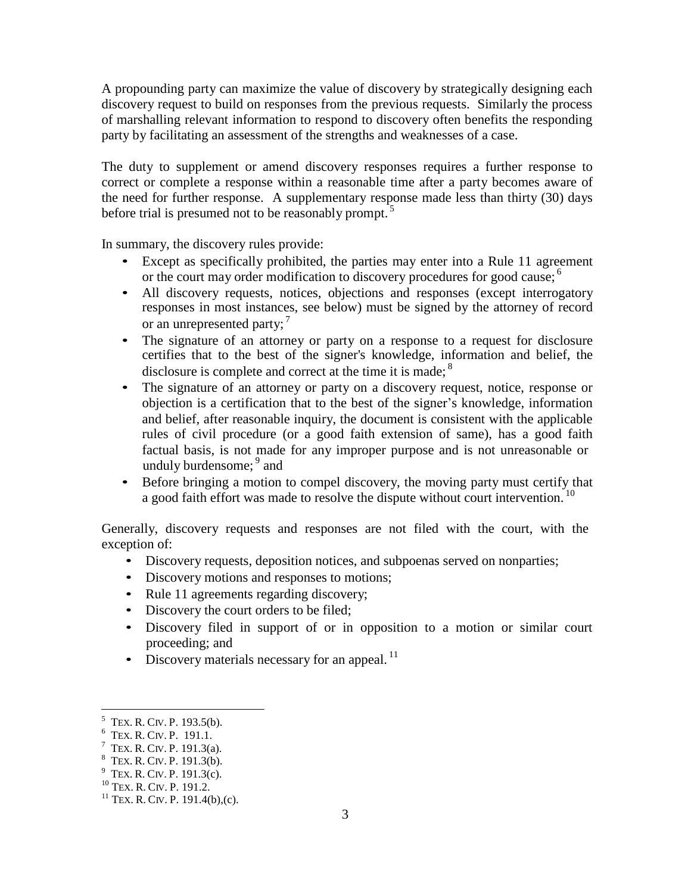A propounding party can maximize the value of discovery by strategically designing each discovery request to build on responses from the previous requests. Similarly the process of marshalling relevant information to respond to discovery often benefits the responding party by facilitating an assessment of the strengths and weaknesses of a case.

The duty to supplement or amend discovery responses requires a further response to correct or complete a response within a reasonable time after a party becomes aware of the need for further response. A supplementary response made less than thirty (30) days before trial is presumed not to be reasonably prompt.[5]

In summary, the discovery rules provide:

- Except as specifically prohibited, the parties may enter into a Rule 11 agreement or the court may order modification to discovery procedures for good cause;[6]
- All discovery requests, notices, objections and responses (except interrogatory responses in most instances, see below) must be signed by the attorney of record or an unrepresented party;[7]
- The signature of an attorney or party on a response to a request for disclosure certifies that to the best of the signer's knowledge, information and belief, the disclosure is complete and correct at the time it is made;[8]
- The signature of an attorney or party on a discovery request, notice, response or objection is a certification that to the best of the signer's knowledge, information and belief, after reasonable inquiry, the document is consistent with the applicable rules of civil procedure (or a good faith extension of same), has a good faith factual basis, is not made for any improper purpose and is not unreasonable or unduly burdensome;[9] and
- Before bringing a motion to compel discovery, the moving party must certify that a good faith effort was made to resolve the dispute without court intervention.[10]

Generally, discovery requests and responses are not filed with the court, with the exception of:

- Discovery requests, deposition notices, and subpoenas served on nonparties;
- Discovery motions and responses to motions;
- Rule 11 agreements regarding discovery;
- Discovery the court orders to be filed;
- Discovery filed in support of or in opposition to a motion or similar court proceeding; and
- Discovery materials necessary for an appeal.[11]

---

[5] TEX. R. CIV. P. 193.5(b).
[6] TEX. R. CIV. P. 191.1.
[7] TEX. R. CIV. P. 191.3(a).
[8] TEX. R. CIV. P. 191.3(b).
[9] TEX. R. CIV. P. 191.3(c).
[10] TEX. R. CIV. P. 191.2.
[11] TEX. R. CIV. P. 191.4(b),(c).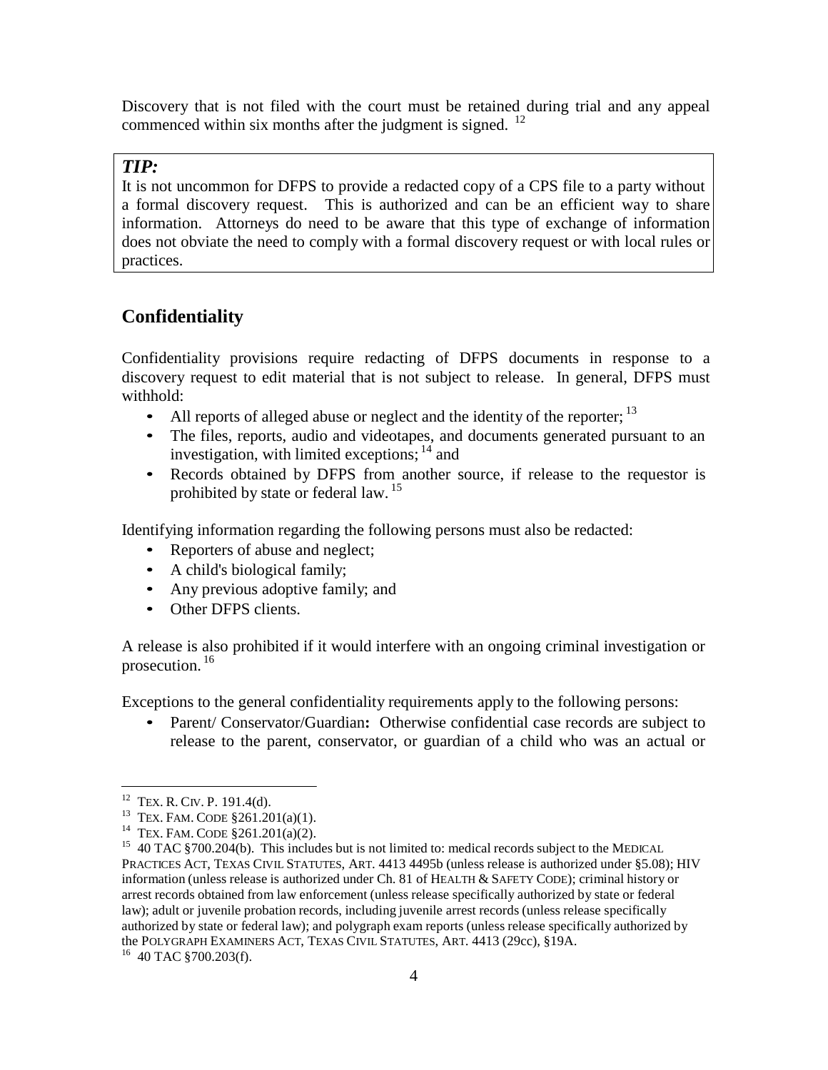Discovery that is not filed with the court must be retained during trial and any appeal commenced within six months after the judgment is signed. [12]

> ***TIP:***
> It is not uncommon for DFPS to provide a redacted copy of a CPS file to a party without a formal discovery request. This is authorized and can be an efficient way to share information. Attorneys do need to be aware that this type of exchange of information does not obviate the need to comply with a formal discovery request or with local rules or practices.

## Confidentiality

Confidentiality provisions require redacting of DFPS documents in response to a discovery request to edit material that is not subject to release. In general, DFPS must withhold:

- All reports of alleged abuse or neglect and the identity of the reporter; [13]
- The files, reports, audio and videotapes, and documents generated pursuant to an investigation, with limited exceptions; [14] and
- Records obtained by DFPS from another source, if release to the requestor is prohibited by state or federal law. [15]

Identifying information regarding the following persons must also be redacted:

- Reporters of abuse and neglect;
- A child's biological family;
- Any previous adoptive family; and
- Other DFPS clients.

A release is also prohibited if it would interfere with an ongoing criminal investigation or prosecution. [16]

Exceptions to the general confidentiality requirements apply to the following persons:

- Parent/ Conservator/Guardian**:** Otherwise confidential case records are subject to release to the parent, conservator, or guardian of a child who was an actual or

---

[12] TEX. R. CIV. P. 191.4(d).

[13] TEX. FAM. CODE §261.201(a)(1).

[14] TEX. FAM. CODE §261.201(a)(2).

[15] 40 TAC §700.204(b). This includes but is not limited to: medical records subject to the MEDICAL PRACTICES ACT, TEXAS CIVIL STATUTES, ART. 4413 4495b (unless release is authorized under §5.08); HIV information (unless release is authorized under Ch. 81 of HEALTH & SAFETY CODE); criminal history or arrest records obtained from law enforcement (unless release specifically authorized by state or federal law); adult or juvenile probation records, including juvenile arrest records (unless release specifically authorized by state or federal law); and polygraph exam reports (unless release specifically authorized by the POLYGRAPH EXAMINERS ACT, TEXAS CIVIL STATUTES, ART. 4413 (29cc), §19A.

[16] 40 TAC §700.203(f).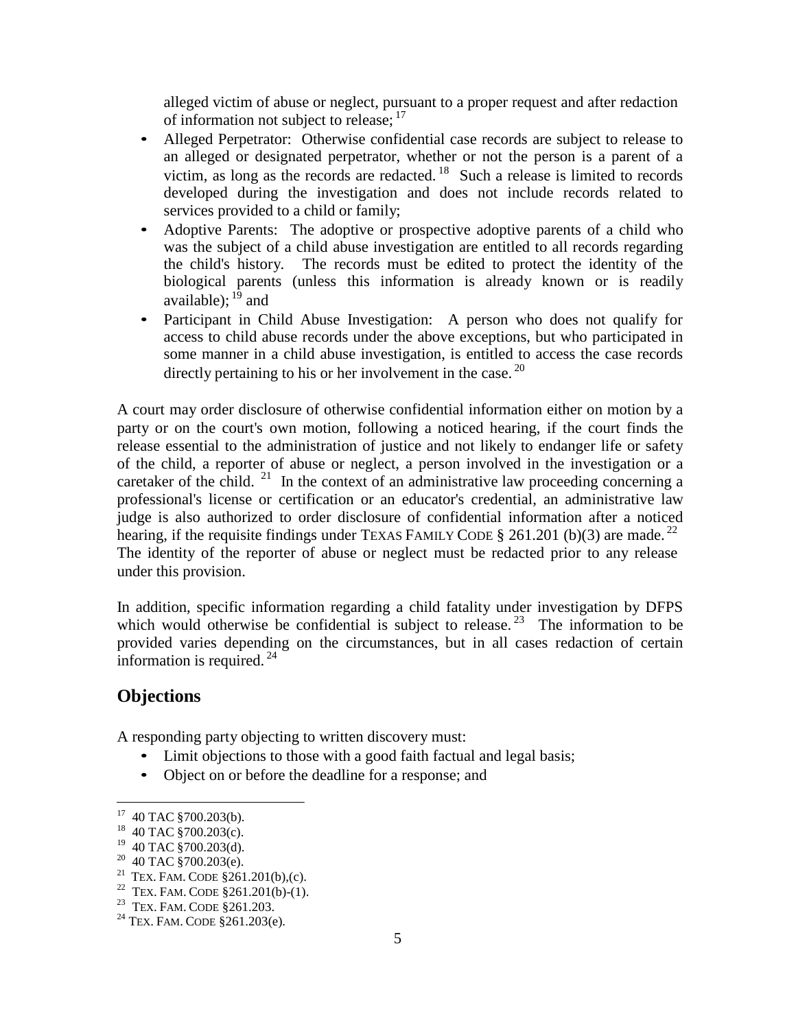alleged victim of abuse or neglect, pursuant to a proper request and after redaction of information not subject to release; [17]

- Alleged Perpetrator: Otherwise confidential case records are subject to release to an alleged or designated perpetrator, whether or not the person is a parent of a victim, as long as the records are redacted. [18] Such a release is limited to records developed during the investigation and does not include records related to services provided to a child or family;
- Adoptive Parents: The adoptive or prospective adoptive parents of a child who was the subject of a child abuse investigation are entitled to all records regarding the child's history. The records must be edited to protect the identity of the biological parents (unless this information is already known or is readily available); [19] and
- Participant in Child Abuse Investigation: A person who does not qualify for access to child abuse records under the above exceptions, but who participated in some manner in a child abuse investigation, is entitled to access the case records directly pertaining to his or her involvement in the case. [20]

A court may order disclosure of otherwise confidential information either on motion by a party or on the court's own motion, following a noticed hearing, if the court finds the release essential to the administration of justice and not likely to endanger life or safety of the child, a reporter of abuse or neglect, a person involved in the investigation or a caretaker of the child. [21] In the context of an administrative law proceeding concerning a professional's license or certification or an educator's credential, an administrative law judge is also authorized to order disclosure of confidential information after a noticed hearing, if the requisite findings under TEXAS FAMILY CODE § 261.201 (b)(3) are made. [22] The identity of the reporter of abuse or neglect must be redacted prior to any release under this provision.

In addition, specific information regarding a child fatality under investigation by DFPS which would otherwise be confidential is subject to release. [23] The information to be provided varies depending on the circumstances, but in all cases redaction of certain information is required. [24]

## Objections

A responding party objecting to written discovery must:

- Limit objections to those with a good faith factual and legal basis;
- Object on or before the deadline for a response; and

---

[17] 40 TAC §700.203(b).
[18] 40 TAC §700.203(c).
[19] 40 TAC §700.203(d).
[20] 40 TAC §700.203(e).
[21] TEX. FAM. CODE §261.201(b),(c).
[22] TEX. FAM. CODE §261.201(b)-(1).
[23] TEX. FAM. CODE §261.203.
[24] TEX. FAM. CODE §261.203(e).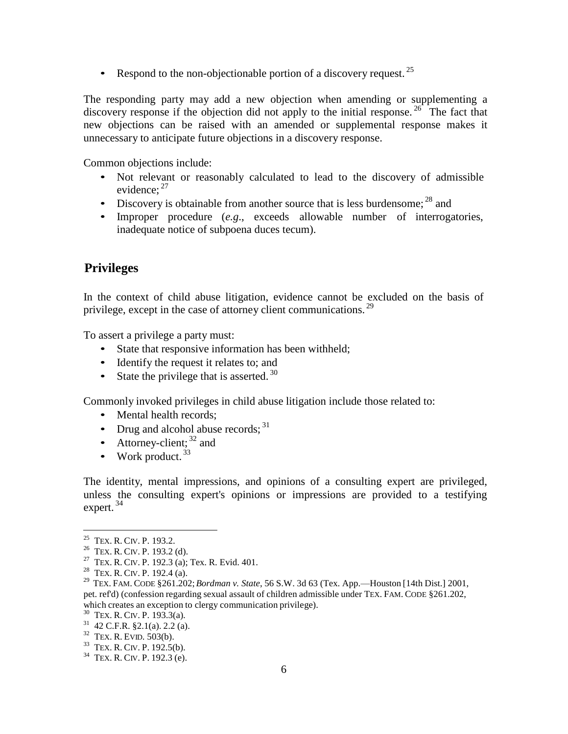- Respond to the non-objectionable portion of a discovery request.[25]

The responding party may add a new objection when amending or supplementing a discovery response if the objection did not apply to the initial response.[26] The fact that new objections can be raised with an amended or supplemental response makes it unnecessary to anticipate future objections in a discovery response.

Common objections include:

- Not relevant or reasonably calculated to lead to the discovery of admissible evidence;[27]
- Discovery is obtainable from another source that is less burdensome;[28] and
- Improper procedure (*e.g.*, exceeds allowable number of interrogatories, inadequate notice of subpoena duces tecum).

## Privileges

In the context of child abuse litigation, evidence cannot be excluded on the basis of privilege, except in the case of attorney client communications.[29]

To assert a privilege a party must:

- State that responsive information has been withheld;
- Identify the request it relates to; and
- State the privilege that is asserted.[30]

Commonly invoked privileges in child abuse litigation include those related to:

- Mental health records;
- Drug and alcohol abuse records;[31]
- Attorney-client;[32] and
- Work product.[33]

The identity, mental impressions, and opinions of a consulting expert are privileged, unless the consulting expert's opinions or impressions are provided to a testifying expert.[34]

---

[25] TEX. R. CIV. P. 193.2.

[26] TEX. R. CIV. P. 193.2 (d).

[27] TEX. R. CIV. P. 192.3 (a); Tex. R. Evid. 401.

[28] TEX. R. CIV. P. 192.4 (a).

[29] TEX. FAM. CODE §261.202; *Bordman v. State*, 56 S.W. 3d 63 (Tex. App.—Houston [14th Dist.] 2001, pet. ref'd) (confession regarding sexual assault of children admissible under TEX. FAM. CODE §261.202, which creates an exception to clergy communication privilege).

[30] TEX. R. CIV. P. 193.3(a).

[31] 42 C.F.R. §2.1(a). 2.2 (a).

[32] TEX. R. EVID. 503(b).

[33] TEX. R. CIV. P. 192.5(b).

[34] TEX. R. CIV. P. 192.3 (e).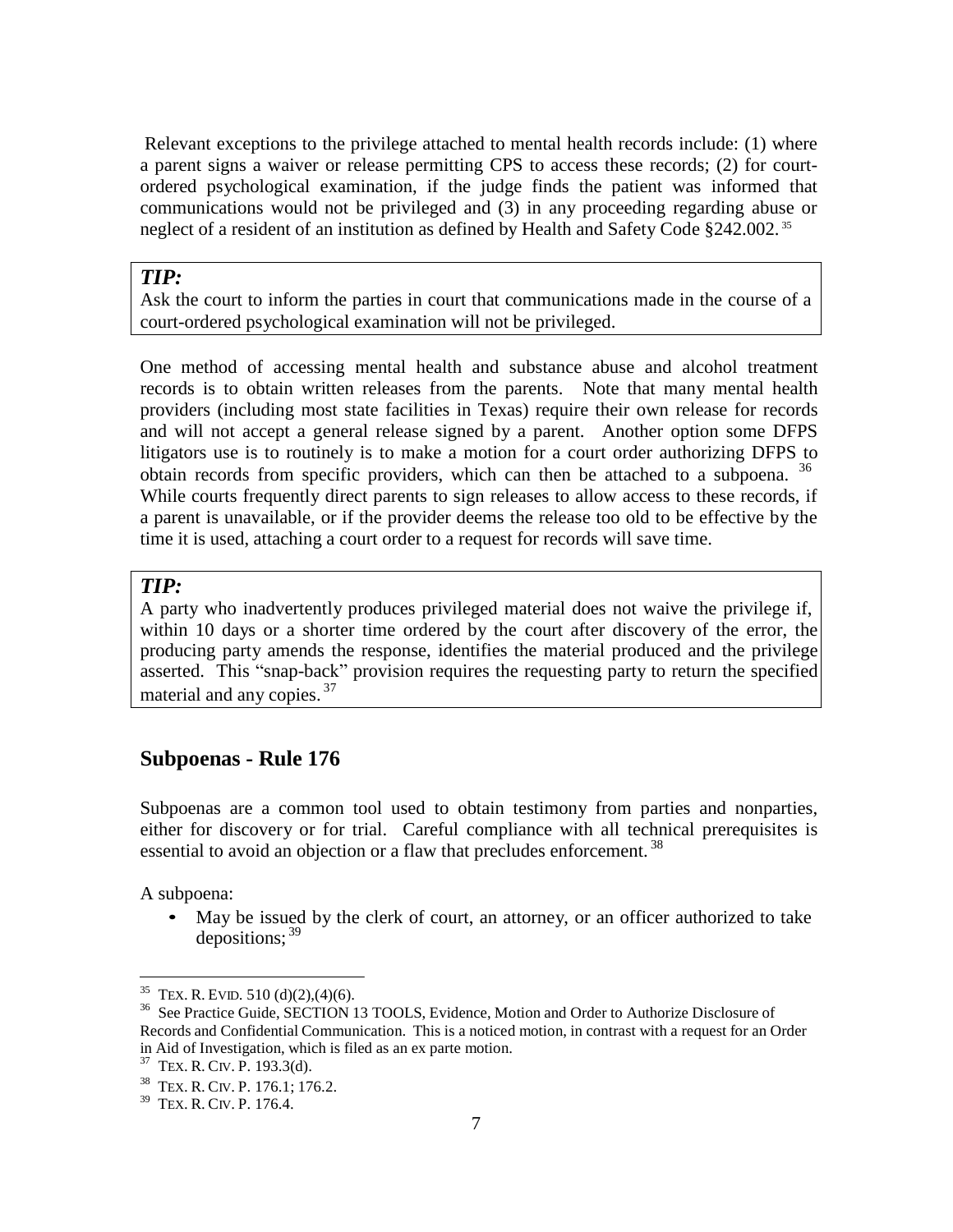Relevant exceptions to the privilege attached to mental health records include: (1) where a parent signs a waiver or release permitting CPS to access these records; (2) for court-ordered psychological examination, if the judge finds the patient was informed that communications would not be privileged and (3) in any proceeding regarding abuse or neglect of a resident of an institution as defined by Health and Safety Code §242.002.[35]

> ***TIP:***
> Ask the court to inform the parties in court that communications made in the course of a court-ordered psychological examination will not be privileged.

One method of accessing mental health and substance abuse and alcohol treatment records is to obtain written releases from the parents. Note that many mental health providers (including most state facilities in Texas) require their own release for records and will not accept a general release signed by a parent. Another option some DFPS litigators use is to routinely is to make a motion for a court order authorizing DFPS to obtain records from specific providers, which can then be attached to a subpoena.[36] While courts frequently direct parents to sign releases to allow access to these records, if a parent is unavailable, or if the provider deems the release too old to be effective by the time it is used, attaching a court order to a request for records will save time.

> ***TIP:***
> A party who inadvertently produces privileged material does not waive the privilege if, within 10 days or a shorter time ordered by the court after discovery of the error, the producing party amends the response, identifies the material produced and the privilege asserted. This "snap-back" provision requires the requesting party to return the specified material and any copies.[37]

## Subpoenas - Rule 176

Subpoenas are a common tool used to obtain testimony from parties and nonparties, either for discovery or for trial. Careful compliance with all technical prerequisites is essential to avoid an objection or a flaw that precludes enforcement.[38]

A subpoena:

- May be issued by the clerk of court, an attorney, or an officer authorized to take depositions;[39]

---

[35] TEX. R. EVID. 510 (d)(2),(4)(6).

[36] See Practice Guide, SECTION 13 TOOLS, Evidence, Motion and Order to Authorize Disclosure of Records and Confidential Communication. This is a noticed motion, in contrast with a request for an Order in Aid of Investigation, which is filed as an ex parte motion.

[37] TEX. R. CIV. P. 193.3(d).

[38] TEX. R. CIV. P. 176.1; 176.2.

[39] TEX. R. CIV. P. 176.4.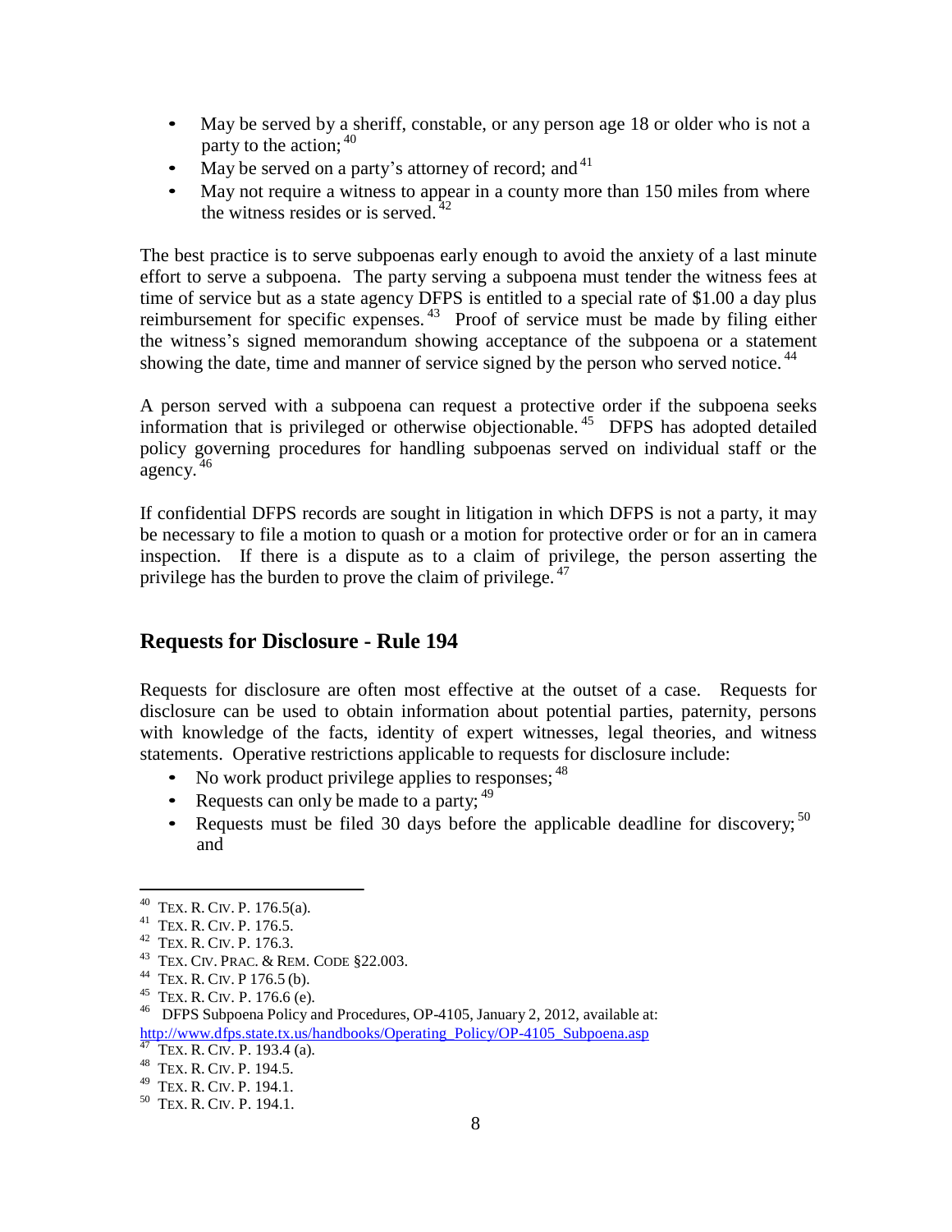- May be served by a sheriff, constable, or any person age 18 or older who is not a party to the action; [40]
- May be served on a party's attorney of record; and [41]
- May not require a witness to appear in a county more than 150 miles from where the witness resides or is served. [42]

The best practice is to serve subpoenas early enough to avoid the anxiety of a last minute effort to serve a subpoena. The party serving a subpoena must tender the witness fees at time of service but as a state agency DFPS is entitled to a special rate of $1.00 a day plus reimbursement for specific expenses. [43] Proof of service must be made by filing either the witness's signed memorandum showing acceptance of the subpoena or a statement showing the date, time and manner of service signed by the person who served notice. [44]

A person served with a subpoena can request a protective order if the subpoena seeks information that is privileged or otherwise objectionable. [45] DFPS has adopted detailed policy governing procedures for handling subpoenas served on individual staff or the agency. [46]

If confidential DFPS records are sought in litigation in which DFPS is not a party, it may be necessary to file a motion to quash or a motion for protective order or for an in camera inspection. If there is a dispute as to a claim of privilege, the person asserting the privilege has the burden to prove the claim of privilege. [47]

## Requests for Disclosure - Rule 194

Requests for disclosure are often most effective at the outset of a case. Requests for disclosure can be used to obtain information about potential parties, paternity, persons with knowledge of the facts, identity of expert witnesses, legal theories, and witness statements. Operative restrictions applicable to requests for disclosure include:

- No work product privilege applies to responses; [48]
- Requests can only be made to a party; [49]
- Requests must be filed 30 days before the applicable deadline for discovery; [50] and

---

[40] TEX. R. CIV. P. 176.5(a).
[41] TEX. R. CIV. P. 176.5.
[42] TEX. R. CIV. P. 176.3.
[43] TEX. CIV. PRAC. & REM. CODE §22.003.
[44] TEX. R. CIV. P 176.5 (b).
[45] TEX. R. CIV. P. 176.6 (e).
[46] DFPS Subpoena Policy and Procedures, OP-4105, January 2, 2012, available at: http://www.dfps.state.tx.us/handbooks/Operating_Policy/OP-4105_Subpoena.asp
[47] TEX. R. CIV. P. 193.4 (a).
[48] TEX. R. CIV. P. 194.5.
[49] TEX. R. CIV. P. 194.1.
[50] TEX. R. CIV. P. 194.1.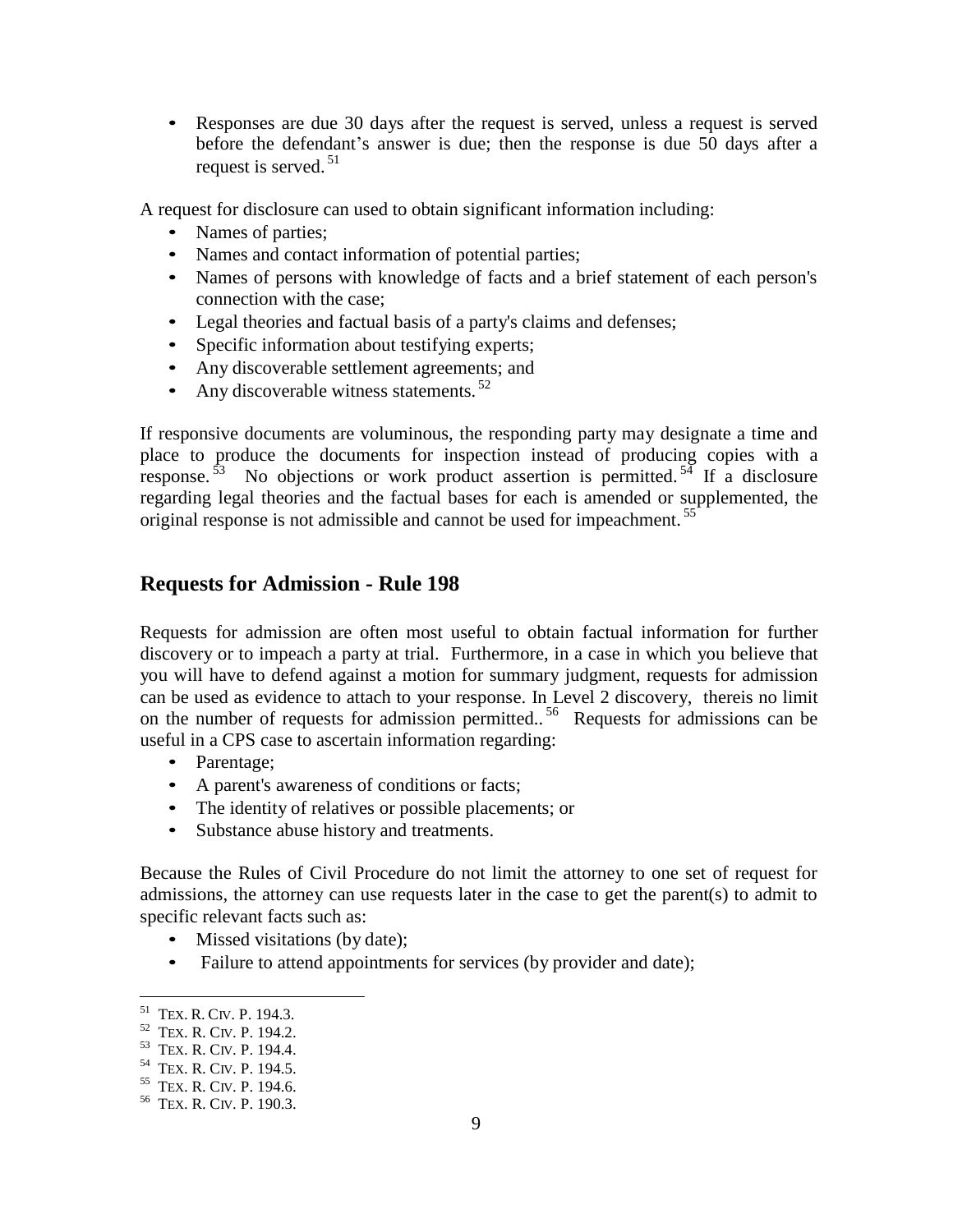- Responses are due 30 days after the request is served, unless a request is served before the defendant's answer is due; then the response is due 50 days after a request is served.[51]

A request for disclosure can used to obtain significant information including:

- Names of parties;
- Names and contact information of potential parties;
- Names of persons with knowledge of facts and a brief statement of each person's connection with the case;
- Legal theories and factual basis of a party's claims and defenses;
- Specific information about testifying experts;
- Any discoverable settlement agreements; and
- Any discoverable witness statements.[52]

If responsive documents are voluminous, the responding party may designate a time and place to produce the documents for inspection instead of producing copies with a response.[53] No objections or work product assertion is permitted.[54] If a disclosure regarding legal theories and the factual bases for each is amended or supplemented, the original response is not admissible and cannot be used for impeachment.[55]

## Requests for Admission - Rule 198

Requests for admission are often most useful to obtain factual information for further discovery or to impeach a party at trial. Furthermore, in a case in which you believe that you will have to defend against a motion for summary judgment, requests for admission can be used as evidence to attach to your response. In Level 2 discovery, thereis no limit on the number of requests for admission permitted..[56] Requests for admissions can be useful in a CPS case to ascertain information regarding:

- Parentage;
- A parent's awareness of conditions or facts;
- The identity of relatives or possible placements; or
- Substance abuse history and treatments.

Because the Rules of Civil Procedure do not limit the attorney to one set of request for admissions, the attorney can use requests later in the case to get the parent(s) to admit to specific relevant facts such as:

- Missed visitations (by date);
- Failure to attend appointments for services (by provider and date);

---

[51] TEX. R. CIV. P. 194.3.
[52] TEX. R. CIV. P. 194.2.
[53] TEX. R. CIV. P. 194.4.
[54] TEX. R. CIV. P. 194.5.
[55] TEX. R. CIV. P. 194.6.
[56] TEX. R. CIV. P. 190.3.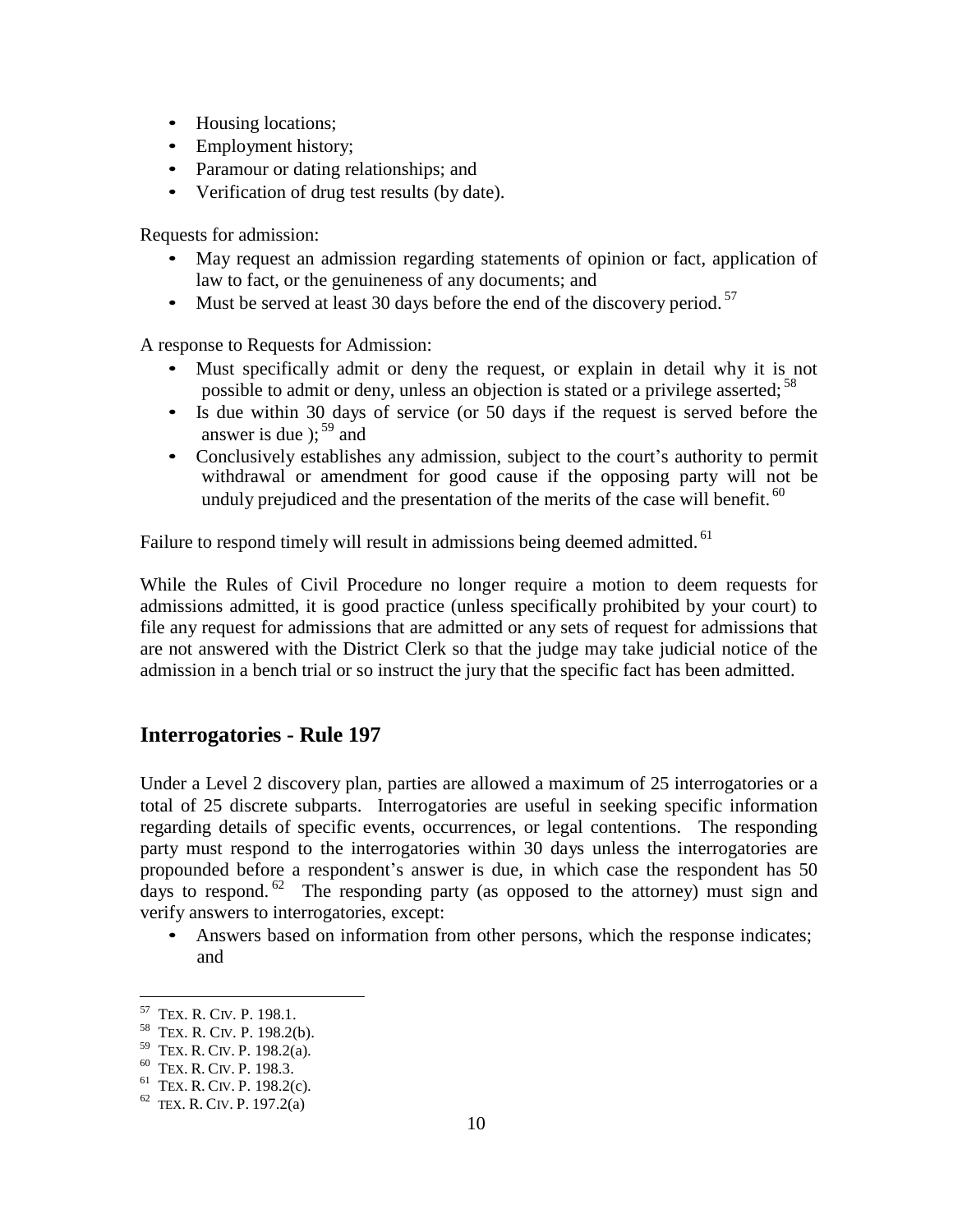- Housing locations;
- Employment history;
- Paramour or dating relationships; and
- Verification of drug test results (by date).

Requests for admission:

- May request an admission regarding statements of opinion or fact, application of law to fact, or the genuineness of any documents; and
- Must be served at least 30 days before the end of the discovery period.[57]

A response to Requests for Admission:

- Must specifically admit or deny the request, or explain in detail why it is not possible to admit or deny, unless an objection is stated or a privilege asserted;[58]
- Is due within 30 days of service (or 50 days if the request is served before the answer is due );[59] and
- Conclusively establishes any admission, subject to the court's authority to permit withdrawal or amendment for good cause if the opposing party will not be unduly prejudiced and the presentation of the merits of the case will benefit.[60]

Failure to respond timely will result in admissions being deemed admitted.[61]

While the Rules of Civil Procedure no longer require a motion to deem requests for admissions admitted, it is good practice (unless specifically prohibited by your court) to file any request for admissions that are admitted or any sets of request for admissions that are not answered with the District Clerk so that the judge may take judicial notice of the admission in a bench trial or so instruct the jury that the specific fact has been admitted.

## Interrogatories - Rule 197

Under a Level 2 discovery plan, parties are allowed a maximum of 25 interrogatories or a total of 25 discrete subparts. Interrogatories are useful in seeking specific information regarding details of specific events, occurrences, or legal contentions. The responding party must respond to the interrogatories within 30 days unless the interrogatories are propounded before a respondent's answer is due, in which case the respondent has 50 days to respond.[62] The responding party (as opposed to the attorney) must sign and verify answers to interrogatories, except:

- Answers based on information from other persons, which the response indicates; and

---

[57] TEX. R. CIV. P. 198.1.

[58] TEX. R. CIV. P. 198.2(b).

[59] TEX. R. CIV. P. 198.2(a).

[60] TEX. R. CIV. P. 198.3.

[61] TEX. R. CIV. P. 198.2(c).

[62] TEX. R. CIV. P. 197.2(a)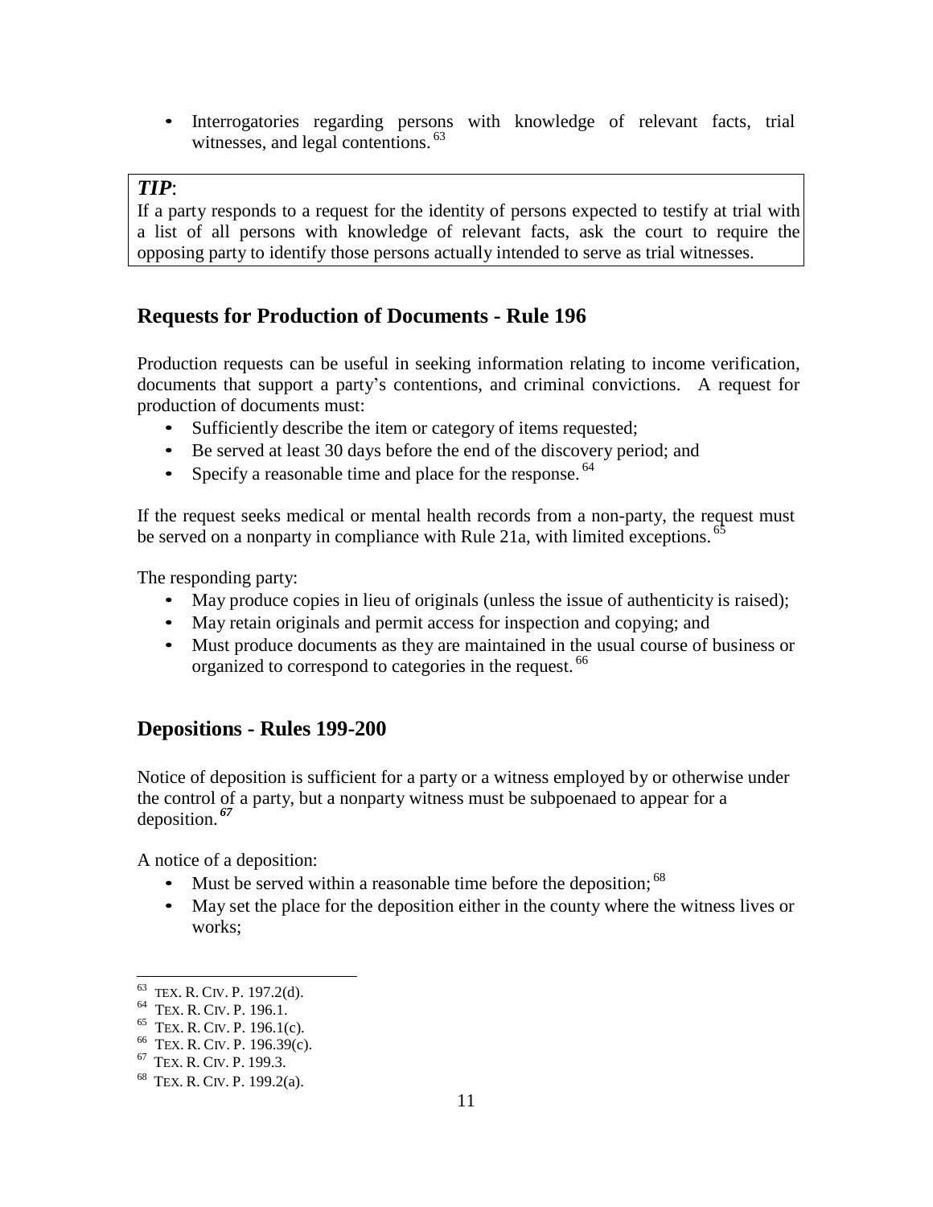- Interrogatories regarding persons with knowledge of relevant facts, trial witnesses, and legal contentions.[63]

> ***TIP***:
> If a party responds to a request for the identity of persons expected to testify at trial with a list of all persons with knowledge of relevant facts, ask the court to require the opposing party to identify those persons actually intended to serve as trial witnesses.

## Requests for Production of Documents - Rule 196

Production requests can be useful in seeking information relating to income verification, documents that support a party's contentions, and criminal convictions. A request for production of documents must:

- Sufficiently describe the item or category of items requested;
- Be served at least 30 days before the end of the discovery period; and
- Specify a reasonable time and place for the response.[64]

If the request seeks medical or mental health records from a non-party, the request must be served on a nonparty in compliance with Rule 21a, with limited exceptions.[65]

The responding party:

- May produce copies in lieu of originals (unless the issue of authenticity is raised);
- May retain originals and permit access for inspection and copying; and
- Must produce documents as they are maintained in the usual course of business or organized to correspond to categories in the request.[66]

## Depositions - Rules 199-200

Notice of deposition is sufficient for a party or a witness employed by or otherwise under the control of a party, but a nonparty witness must be subpoenaed to appear for a deposition.[67]

A notice of a deposition:

- Must be served within a reasonable time before the deposition;[68]
- May set the place for the deposition either in the county where the witness lives or works;

---

[63] TEX. R. CIV. P. 197.2(d).
[64] TEX. R. CIV. P. 196.1.
[65] TEX. R. CIV. P. 196.1(c).
[66] TEX. R. CIV. P. 196.39(c).
[67] TEX. R. CIV. P. 199.3.
[68] TEX. R. CIV. P. 199.2(a).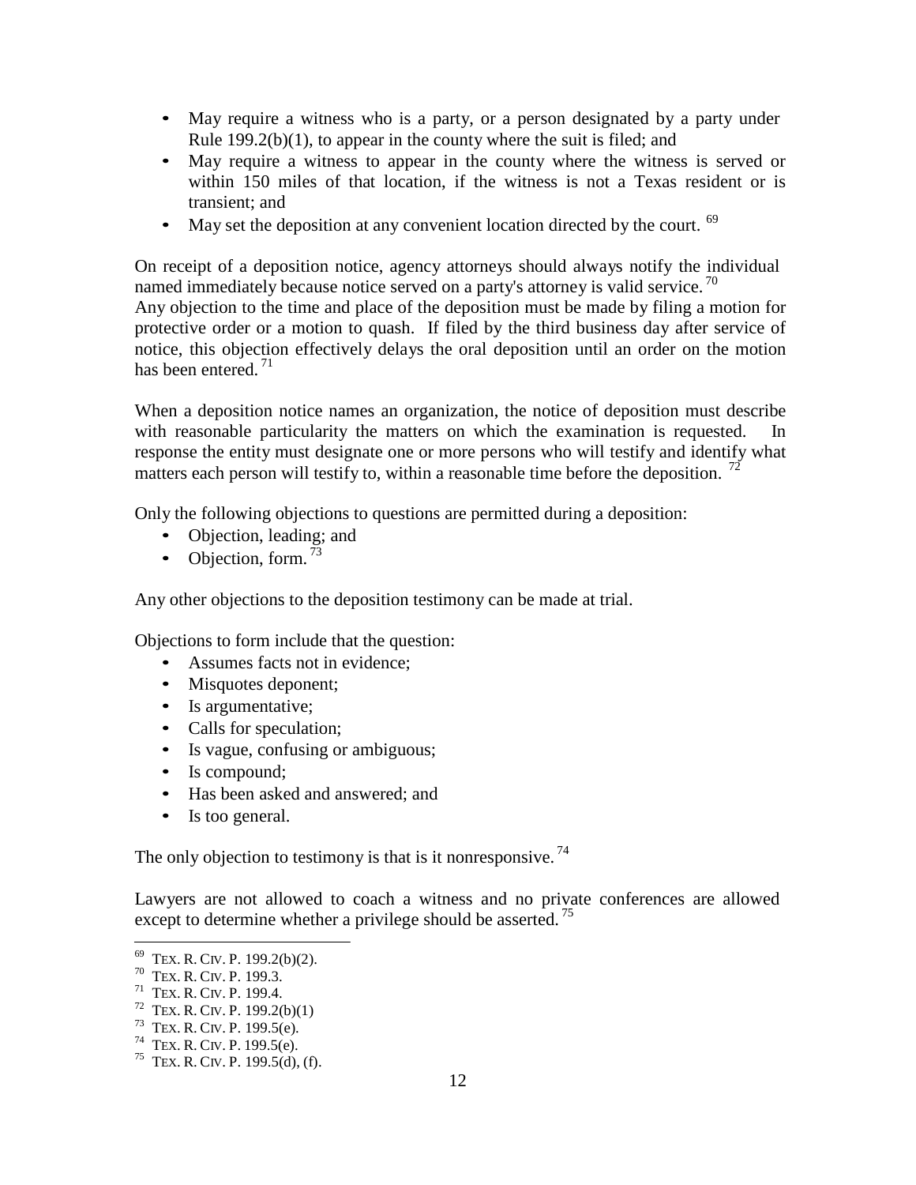- May require a witness who is a party, or a person designated by a party under Rule 199.2(b)(1), to appear in the county where the suit is filed; and
- May require a witness to appear in the county where the witness is served or within 150 miles of that location, if the witness is not a Texas resident or is transient; and
- May set the deposition at any convenient location directed by the court. [69]

On receipt of a deposition notice, agency attorneys should always notify the individual named immediately because notice served on a party's attorney is valid service. [70]
Any objection to the time and place of the deposition must be made by filing a motion for protective order or a motion to quash. If filed by the third business day after service of notice, this objection effectively delays the oral deposition until an order on the motion has been entered. [71]

When a deposition notice names an organization, the notice of deposition must describe with reasonable particularity the matters on which the examination is requested. In response the entity must designate one or more persons who will testify and identify what matters each person will testify to, within a reasonable time before the deposition. [72]

Only the following objections to questions are permitted during a deposition:

- Objection, leading; and
- Objection, form. [73]

Any other objections to the deposition testimony can be made at trial.

Objections to form include that the question:

- Assumes facts not in evidence;
- Misquotes deponent;
- Is argumentative;
- Calls for speculation;
- Is vague, confusing or ambiguous;
- Is compound;
- Has been asked and answered; and
- Is too general.

The only objection to testimony is that is it nonresponsive. [74]

Lawyers are not allowed to coach a witness and no private conferences are allowed except to determine whether a privilege should be asserted. [75]

---

[69] TEX. R. CIV. P. 199.2(b)(2).
[70] TEX. R. CIV. P. 199.3.
[71] TEX. R. CIV. P. 199.4.
[72] TEX. R. CIV. P. 199.2(b)(1)
[73] TEX. R. CIV. P. 199.5(e).
[74] TEX. R. CIV. P. 199.5(e).
[75] TEX. R. CIV. P. 199.5(d), (f).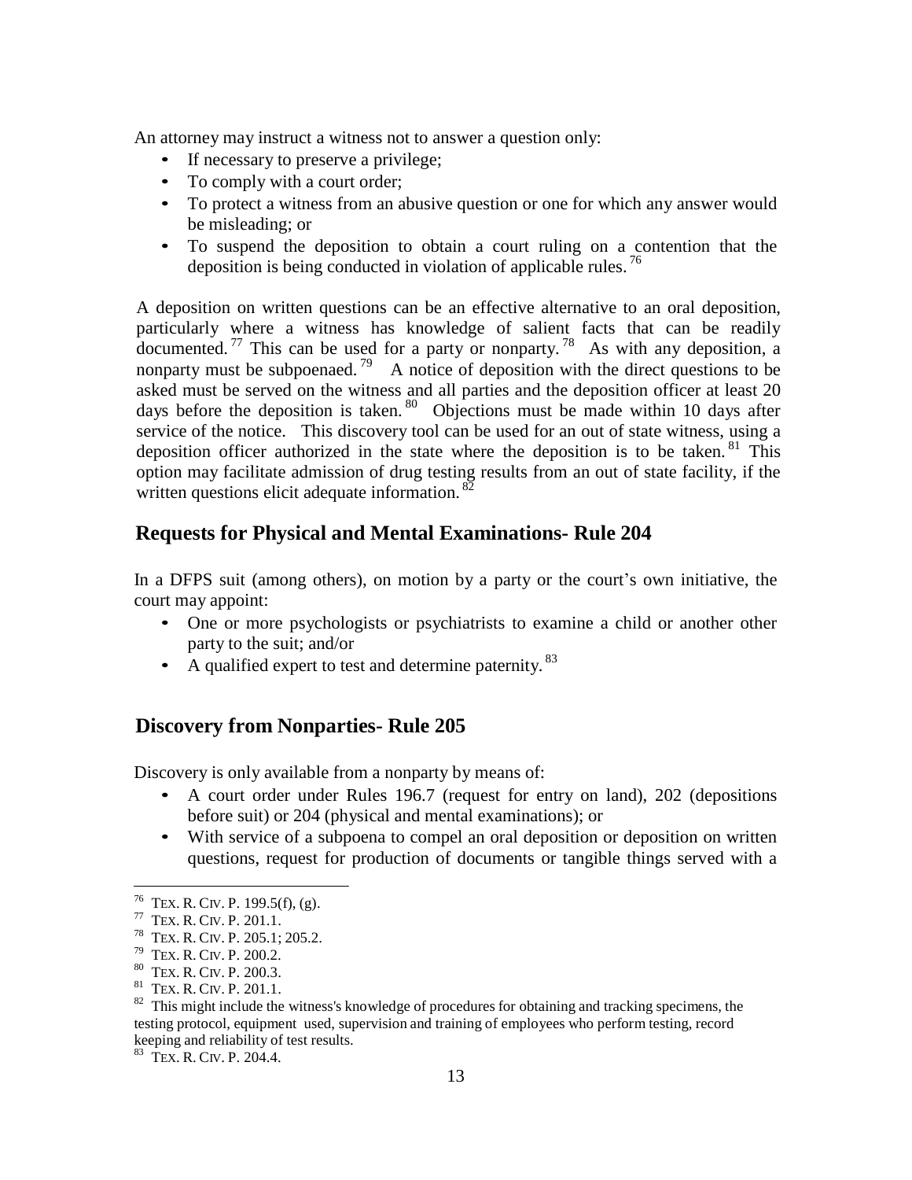An attorney may instruct a witness not to answer a question only:

- If necessary to preserve a privilege;
- To comply with a court order;
- To protect a witness from an abusive question or one for which any answer would be misleading; or
- To suspend the deposition to obtain a court ruling on a contention that the deposition is being conducted in violation of applicable rules.[76]

A deposition on written questions can be an effective alternative to an oral deposition, particularly where a witness has knowledge of salient facts that can be readily documented.[77] This can be used for a party or nonparty.[78] As with any deposition, a nonparty must be subpoenaed.[79] A notice of deposition with the direct questions to be asked must be served on the witness and all parties and the deposition officer at least 20 days before the deposition is taken.[80] Objections must be made within 10 days after service of the notice. This discovery tool can be used for an out of state witness, using a deposition officer authorized in the state where the deposition is to be taken.[81] This option may facilitate admission of drug testing results from an out of state facility, if the written questions elicit adequate information.[82]

## Requests for Physical and Mental Examinations- Rule 204

In a DFPS suit (among others), on motion by a party or the court's own initiative, the court may appoint:

- One or more psychologists or psychiatrists to examine a child or another other party to the suit; and/or
- A qualified expert to test and determine paternity.[83]

## Discovery from Nonparties- Rule 205

Discovery is only available from a nonparty by means of:

- A court order under Rules 196.7 (request for entry on land), 202 (depositions before suit) or 204 (physical and mental examinations); or
- With service of a subpoena to compel an oral deposition or deposition on written questions, request for production of documents or tangible things served with a

---

[76] TEX. R. CIV. P. 199.5(f), (g).

[77] TEX. R. CIV. P. 201.1.

[78] TEX. R. CIV. P. 205.1; 205.2.

[79] TEX. R. CIV. P. 200.2.

[80] TEX. R. CIV. P. 200.3.

[81] TEX. R. CIV. P. 201.1.

[82] This might include the witness's knowledge of procedures for obtaining and tracking specimens, the testing protocol, equipment used, supervision and training of employees who perform testing, record keeping and reliability of test results.

[83] TEX. R. CIV. P. 204.4.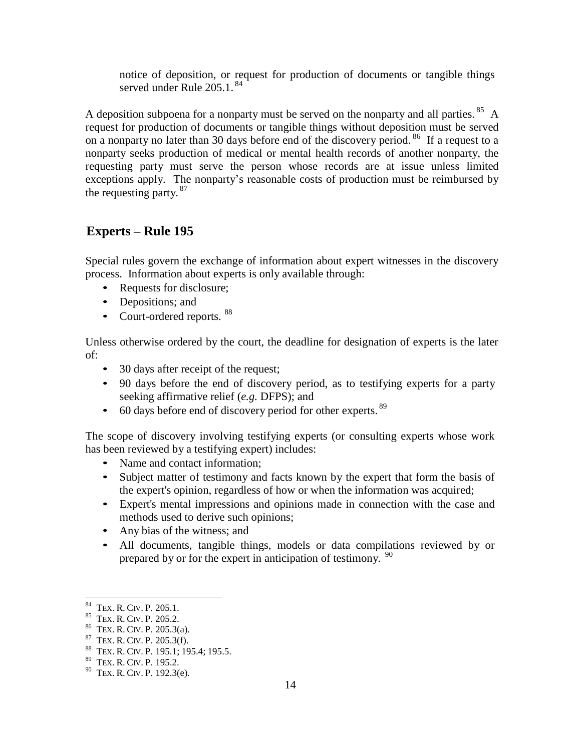> notice of deposition, or request for production of documents or tangible things served under Rule 205.1.[84]

A deposition subpoena for a nonparty must be served on the nonparty and all parties.[85] A request for production of documents or tangible things without deposition must be served on a nonparty no later than 30 days before end of the discovery period.[86] If a request to a nonparty seeks production of medical or mental health records of another nonparty, the requesting party must serve the person whose records are at issue unless limited exceptions apply. The nonparty's reasonable costs of production must be reimbursed by the requesting party.[87]

## Experts – Rule 195

Special rules govern the exchange of information about expert witnesses in the discovery process. Information about experts is only available through:

- Requests for disclosure;
- Depositions; and
- Court-ordered reports.[88]

Unless otherwise ordered by the court, the deadline for designation of experts is the later of:

- 30 days after receipt of the request;
- 90 days before the end of discovery period, as to testifying experts for a party seeking affirmative relief (*e.g.* DFPS); and
- 60 days before end of discovery period for other experts.[89]

The scope of discovery involving testifying experts (or consulting experts whose work has been reviewed by a testifying expert) includes:

- Name and contact information;
- Subject matter of testimony and facts known by the expert that form the basis of the expert's opinion, regardless of how or when the information was acquired;
- Expert's mental impressions and opinions made in connection with the case and methods used to derive such opinions;
- Any bias of the witness; and
- All documents, tangible things, models or data compilations reviewed by or prepared by or for the expert in anticipation of testimony.[90]

---

[84] TEX. R. CIV. P. 205.1.
[85] TEX. R. CIV. P. 205.2.
[86] TEX. R. CIV. P. 205.3(a).
[87] TEX. R. CIV. P. 205.3(f).
[88] TEX. R. CIV. P. 195.1; 195.4; 195.5.
[89] TEX. R. CIV. P. 195.2.
[90] TEX. R. CIV. P. 192.3(e).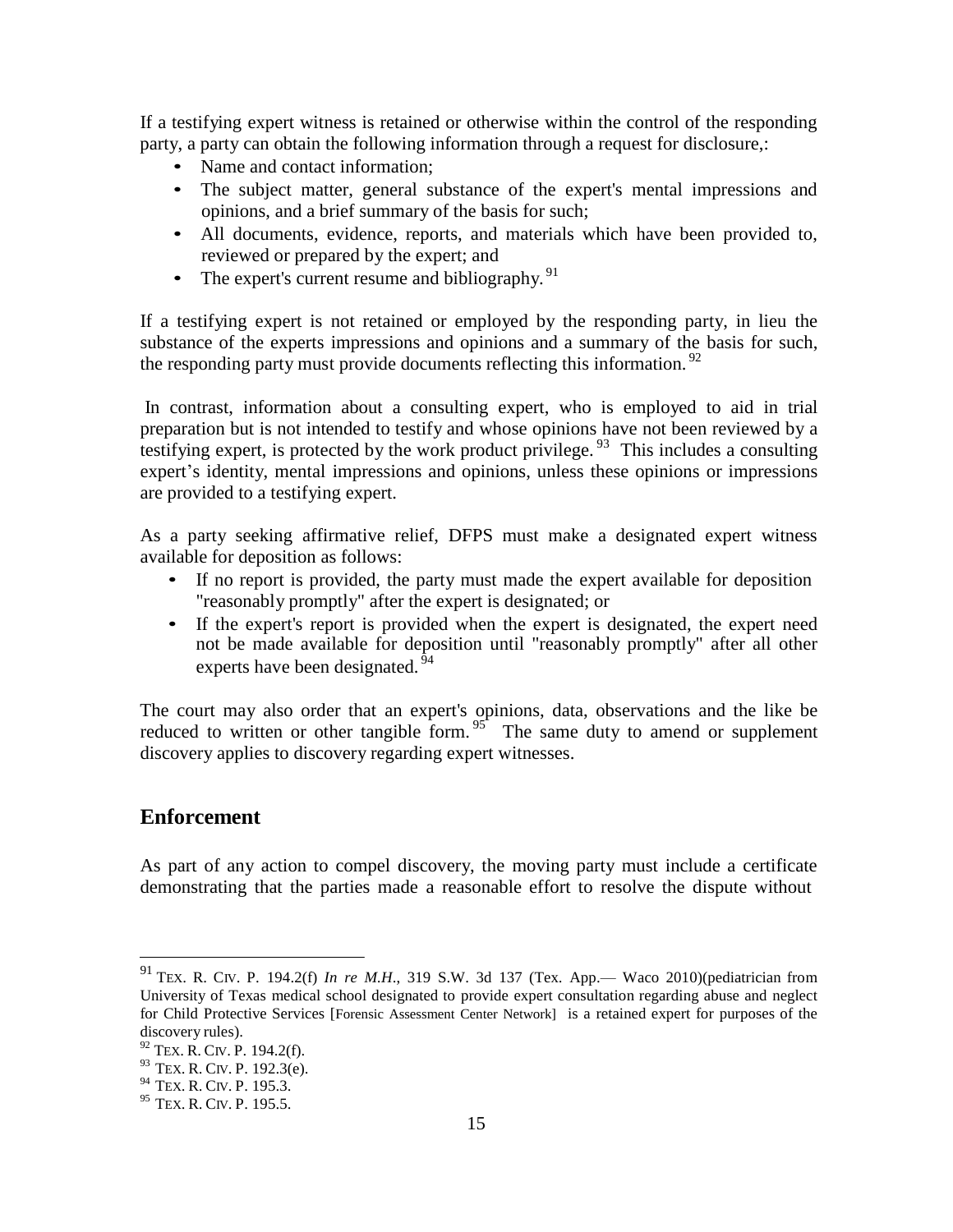If a testifying expert witness is retained or otherwise within the control of the responding party, a party can obtain the following information through a request for disclosure,:

- Name and contact information;
- The subject matter, general substance of the expert's mental impressions and opinions, and a brief summary of the basis for such;
- All documents, evidence, reports, and materials which have been provided to, reviewed or prepared by the expert; and
- The expert's current resume and bibliography. [91]

If a testifying expert is not retained or employed by the responding party, in lieu the substance of the experts impressions and opinions and a summary of the basis for such, the responding party must provide documents reflecting this information. [92]

In contrast, information about a consulting expert, who is employed to aid in trial preparation but is not intended to testify and whose opinions have not been reviewed by a testifying expert, is protected by the work product privilege. [93] This includes a consulting expert's identity, mental impressions and opinions, unless these opinions or impressions are provided to a testifying expert.

As a party seeking affirmative relief, DFPS must make a designated expert witness available for deposition as follows:

- If no report is provided, the party must made the expert available for deposition "reasonably promptly" after the expert is designated; or
- If the expert's report is provided when the expert is designated, the expert need not be made available for deposition until "reasonably promptly" after all other experts have been designated. [94]

The court may also order that an expert's opinions, data, observations and the like be reduced to written or other tangible form. [95] The same duty to amend or supplement discovery applies to discovery regarding expert witnesses.

## Enforcement

As part of any action to compel discovery, the moving party must include a certificate demonstrating that the parties made a reasonable effort to resolve the dispute without

---

[91] TEX. R. CIV. P. 194.2(f) *In re M.H.*, 319 S.W. 3d 137 (Tex. App.— Waco 2010)(pediatrician from University of Texas medical school designated to provide expert consultation regarding abuse and neglect for Child Protective Services [Forensic Assessment Center Network] is a retained expert for purposes of the discovery rules).

[92] TEX. R. CIV. P. 194.2(f).

[93] TEX. R. CIV. P. 192.3(e).

[94] TEX. R. CIV. P. 195.3.

[95] TEX. R. CIV. P. 195.5.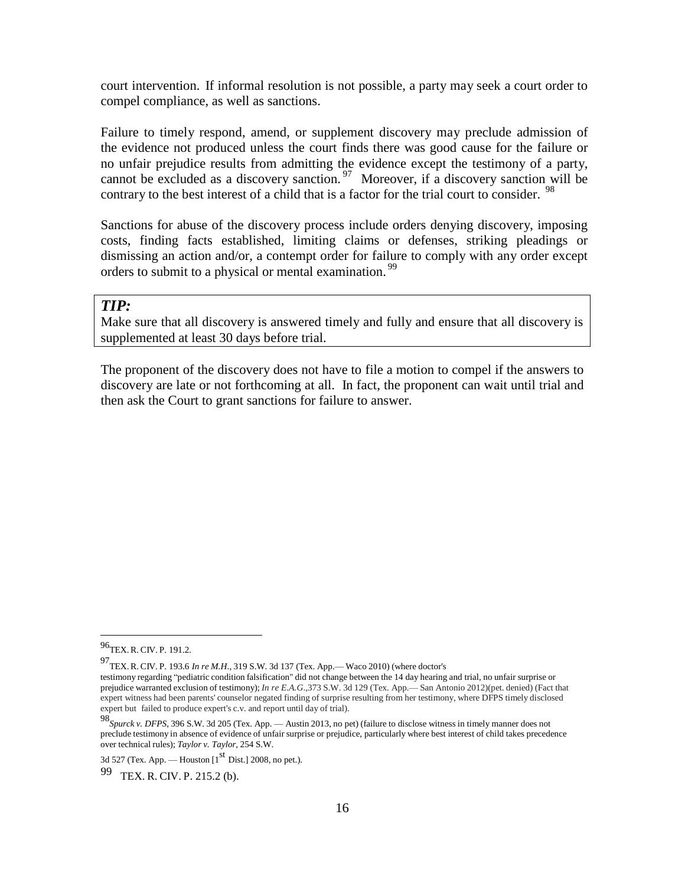court intervention. If informal resolution is not possible, a party may seek a court order to compel compliance, as well as sanctions.

Failure to timely respond, amend, or supplement discovery may preclude admission of the evidence not produced unless the court finds there was good cause for the failure or no unfair prejudice results from admitting the evidence except the testimony of a party, cannot be excluded as a discovery sanction.[97] Moreover, if a discovery sanction will be contrary to the best interest of a child that is a factor for the trial court to consider.[98]

Sanctions for abuse of the discovery process include orders denying discovery, imposing costs, finding facts established, limiting claims or defenses, striking pleadings or dismissing an action and/or, a contempt order for failure to comply with any order except orders to submit to a physical or mental examination.[99]

> ***TIP:***
> Make sure that all discovery is answered timely and fully and ensure that all discovery is supplemented at least 30 days before trial.

The proponent of the discovery does not have to file a motion to compel if the answers to discovery are late or not forthcoming at all. In fact, the proponent can wait until trial and then ask the Court to grant sanctions for failure to answer.

---

[96] TEX. R. CIV. P. 191.2.

[97] TEX. R. CIV. P. 193.6 *In re M.H*., 319 S.W. 3d 137 (Tex. App.— Waco 2010) (where doctor's testimony regarding "pediatric condition falsification" did not change between the 14 day hearing and trial, no unfair surprise or prejudice warranted exclusion of testimony); *In re E.A.G*.,373 S.W. 3d 129 (Tex. App.— San Antonio 2012)(pet. denied) (Fact that expert witness had been parents' counselor negated finding of surprise resulting from her testimony, where DFPS timely disclosed expert but failed to produce expert's c.v. and report until day of trial).

[98] *Spurck v. DFPS*, 396 S.W. 3d 205 (Tex. App. — Austin 2013, no pet) (failure to disclose witness in timely manner does not preclude testimony in absence of evidence of unfair surprise or prejudice, particularly where best interest of child takes precedence over technical rules); *Taylor v. Taylor*, 254 S.W. 3d 527 (Tex. App. — Houston [1st Dist.] 2008, no pet.).

[99] TEX. R. CIV. P. 215.2 (b).